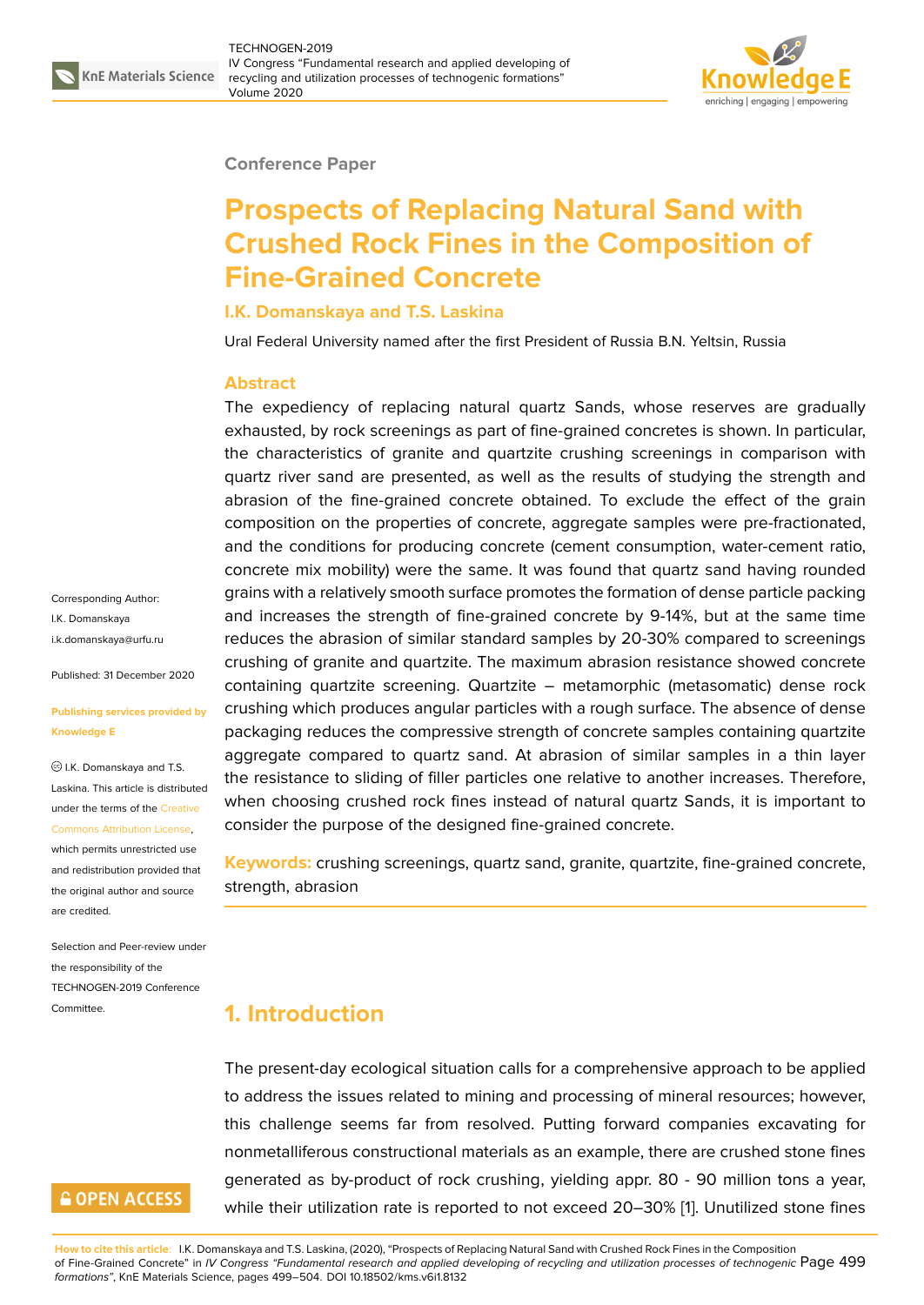Conference Paper

# Prospects of Replacing Natural Sand with Crushed Rock Fines in the Composition of Fine-Grained Concrete

**I.K. Domanskaya and T.S. Laskina**

Ural Federal University named after the first President of Russia B.N. Yeltsin, Russia

Corresponding Author: I.K. Domanskaya i.k.domanskaya@urfu.ru

Published: 31 December 2020

Publishing services provided by Knowledge E

© I.K. Domanskaya and T.S. Laskina. This article is distributed under the terms of the Creative Commons Attribution License, which permits unrestricted use and redistribution provided that the original author and source are credited.

Selection and Peer-review under the responsibility of the TECHNOGEN-2019 Conference Committee.

## Abstract

The expediency of replacing natural quartz Sands, whose reserves are gradually exhausted, by rock screenings as part of fine-grained concretes is shown. In particular, the characteristics of granite and quartzite crushing screenings in comparison with quartz river sand are presented, as well as the results of studying the strength and abrasion of the fine-grained concrete obtained. To exclude the effect of the grain composition on the properties of concrete, aggregate samples were pre-fractionated, and the conditions for producing concrete (cement consumption, water-cement ratio, concrete mix mobility) were the same. It was found that quartz sand having rounded grains with a relatively smooth surface promotes the formation of dense particle packing and increases the strength of fine-grained concrete by 9-14%, but at the same time reduces the abrasion of similar standard samples by 20-30% compared to screenings crushing of granite and quartzite. The maximum abrasion resistance showed concrete containing quartzite screening. Quartzite – metamorphic (metasomatic) dense rock crushing which produces angular particles with a rough surface. The absence of dense packaging reduces the compressive strength of concrete samples containing quartzite aggregate compared to quartz sand. At abrasion of similar samples in a thin layer the resistance to sliding of filler particles one relative to another increases. Therefore, when choosing crushed rock fines instead of natural quartz Sands, it is important to consider the purpose of the designed fine-grained concrete.

**Keywords:** crushing screenings, quartz sand, granite, quartzite, fine-grained concrete, strength, abrasion

## 1. Introduction

The present-day ecological situation calls for a comprehensive approach to be applied to address the issues related to mining and processing of mineral resources; however, this challenge seems far from resolved. Putting forward companies excavating for nonmetalliferous constructional materials as an example, there are crushed stone fines generated as by-product of rock crushing, yielding appr. 80 - 90 million tons a year, while their utilization rate is reported to not exceed 20–30% [1]. Unutilized stone fines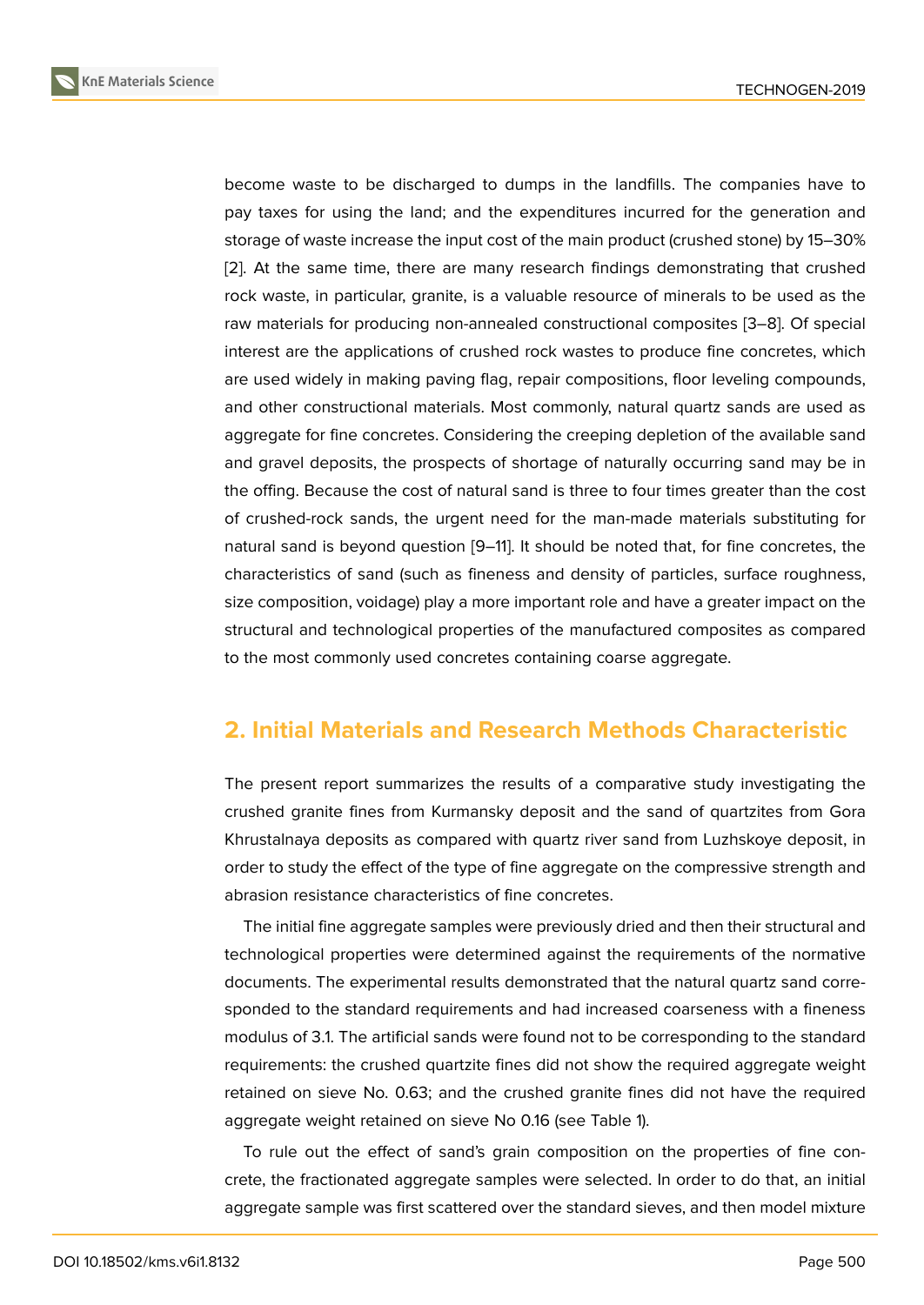become waste to be discharged to dumps in the landfills. The companies have to pay taxes for using the land; and the expenditures incurred for the generation and storage of waste increase the input cost of the main product (crushed stone) by 15–30% [2]. At the same time, there are many research findings demonstrating that crushed rock waste, in particular, granite, is a valuable resource of minerals to be used as the raw materials for producing non-annealed constructional composites [3–8]. Of special interest are the applications of crushed rock wastes to produce fine concretes, which are used widely in making paving flag, repair compositions, floor leveling compounds, and other constructional materials. Most commonly, natural quartz sands are used as aggregate for fine concretes. Considering the creeping depletion of the available sand and gravel deposits, the prospects of shortage of naturally occurring sand may be in the offing. Because the cost of natural sand is three to four times greater than the cost of crushed-rock sands, the urgent need for the man-made materials substituting for natural sand is beyond question [9–11]. It should be noted that, for fine concretes, the characteristics of sand (such as fineness and density of particles, surface roughness, size composition, voidage) play a more important role and have a greater impact on the structural and technological properties of the manufactured composites as compared to the most commonly used concretes containing coarse aggregate.

## 2. Initial Materials and Research Methods Characteristic

The present report summarizes the results of a comparative study investigating the crushed granite fines from Kurmansky deposit and the sand of quartzites from Gora Khrustalnaya deposits as compared with quartz river sand from Luzhskoye deposit, in order to study the effect of the type of fine aggregate on the compressive strength and abrasion resistance characteristics of fine concretes.

The initial fine aggregate samples were previously dried and then their structural and technological properties were determined against the requirements of the normative documents. The experimental results demonstrated that the natural quartz sand corresponded to the standard requirements and had increased coarseness with a fineness modulus of 3.1. The artificial sands were found not to be corresponding to the standard requirements: the crushed quartzite fines did not show the required aggregate weight retained on sieve No. 0.63; and the crushed granite fines did not have the required aggregate weight retained on sieve No 0.16 (see Table 1).

To rule out the effect of sand's grain composition on the properties of fine concrete, the fractionated aggregate samples were selected. In order to do that, an initial aggregate sample was first scattered over the standard sieves, and then model mixture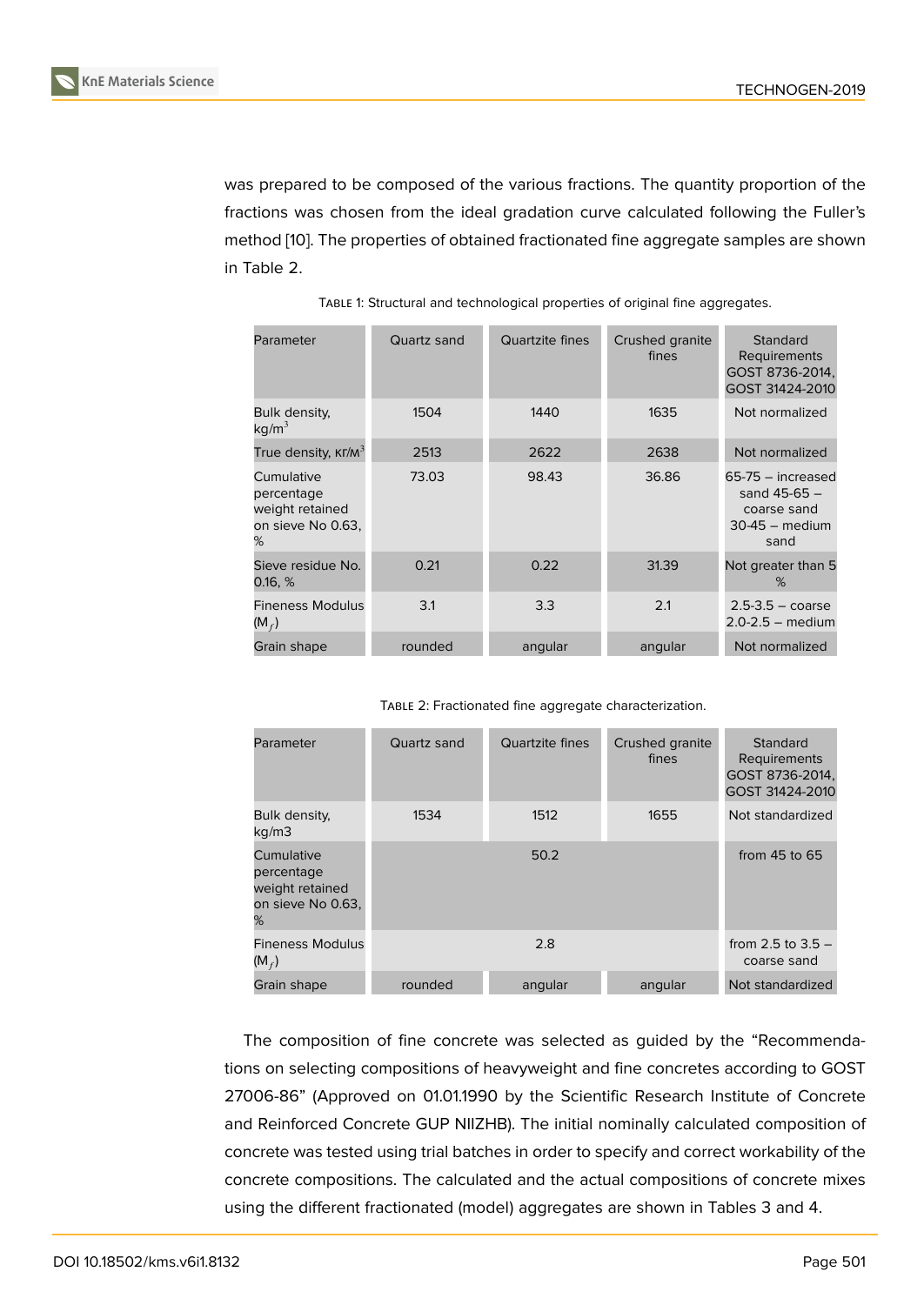was prepared to be composed of the various fractions. The quantity proportion of the fractions was chosen from the ideal gradation curve calculated following the Fuller's method [10]. The properties of obtained fractionated fine aggregate samples are shown in Table 2.

Table 1: Structural and technological properties of original fine aggregates.

| Parameter | Quartz sand | Quartzite fines | Crushed granite fines | Standard Requirements GOST 8736-2014, GOST 31424-2010 |
|---|---|---|---|---|
| Bulk density, kg/m$^3$ | 1504 | 1440 | 1635 | Not normalized |
| True density, кг/м$^3$ | 2513 | 2622 | 2638 | Not normalized |
| Cumulative percentage weight retained on sieve No 0.63, % | 73.03 | 98.43 | 36.86 | 65-75 – increased sand 45-65 – coarse sand 30-45 – medium sand |
| Sieve residue No. 0.16, % | 0.21 | 0.22 | 31.39 | Not greater than 5 % |
| Fineness Modulus ($M_f$) | 3.1 | 3.3 | 2.1 | 2.5-3.5 – coarse 2.0-2.5 – medium |
| Grain shape | rounded | angular | angular | Not normalized |

Table 2: Fractionated fine aggregate characterization.

| Parameter | Quartz sand | Quartzite fines | Crushed granite fines | Standard Requirements GOST 8736-2014, GOST 31424-2010 |
|---|---|---|---|---|
| Bulk density, kg/m3 | 1534 | 1512 | 1655 | Not standardized |
| Cumulative percentage weight retained on sieve No 0.63, % | 50.2 | | | from 45 to 65 |
| Fineness Modulus ($M_f$) | 2.8 | | | from 2.5 to 3.5 – coarse sand |
| Grain shape | rounded | angular | angular | Not standardized |

The composition of fine concrete was selected as guided by the "Recommendations on selecting compositions of heavyweight and fine concretes according to GOST 27006-86" (Approved on 01.01.1990 by the Scientific Research Institute of Concrete and Reinforced Concrete GUP NIIZHB). The initial nominally calculated composition of concrete was tested using trial batches in order to specify and correct workability of the concrete compositions. The calculated and the actual compositions of concrete mixes using the different fractionated (model) aggregates are shown in Tables 3 and 4.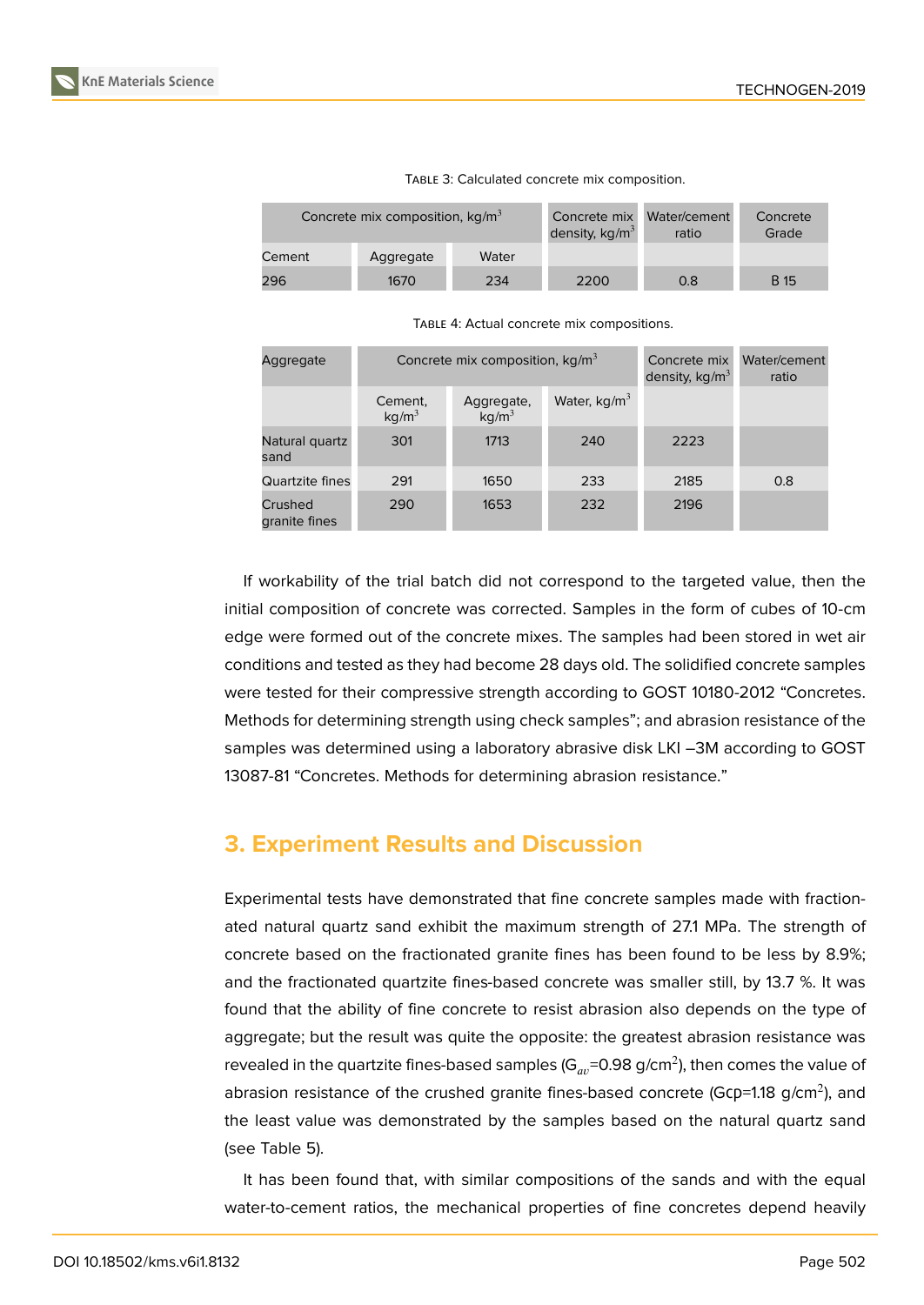Table 3: Calculated concrete mix composition.

| Concrete mix composition, kg/m$^3$ | | | Concrete mix density, kg/m$^3$ | Water/cement ratio | Concrete Grade |
|---|---|---|---|---|---|
| Cement | Aggregate | Water | | | |
| 296 | 1670 | 234 | 2200 | 0.8 | B 15 |

Table 4: Actual concrete mix compositions.

| Aggregate | Concrete mix composition, kg/m$^3$ | | | Concrete mix density, kg/m$^3$ | Water/cement ratio |
|---|---|---|---|---|---|
| | Cement, kg/m$^3$ | Aggregate, kg/m$^3$ | Water, kg/m$^3$ | | |
| Natural quartz sand | 301 | 1713 | 240 | 2223 | |
| Quartzite fines | 291 | 1650 | 233 | 2185 | 0.8 |
| Crushed granite fines | 290 | 1653 | 232 | 2196 | |

If workability of the trial batch did not correspond to the targeted value, then the initial composition of concrete was corrected. Samples in the form of cubes of 10-cm edge were formed out of the concrete mixes. The samples had been stored in wet air conditions and tested as they had become 28 days old. The solidified concrete samples were tested for their compressive strength according to GOST 10180-2012 "Concretes. Methods for determining strength using check samples"; and abrasion resistance of the samples was determined using a laboratory abrasive disk LKI –3M according to GOST 13087-81 "Concretes. Methods for determining abrasion resistance."

## 3. Experiment Results and Discussion

Experimental tests have demonstrated that fine concrete samples made with fractionated natural quartz sand exhibit the maximum strength of 27.1 MPa. The strength of concrete based on the fractionated granite fines has been found to be less by 8.9%; and the fractionated quartzite fines-based concrete was smaller still, by 13.7 %. It was found that the ability of fine concrete to resist abrasion also depends on the type of aggregate; but the result was quite the opposite: the greatest abrasion resistance was revealed in the quartzite fines-based samples ($G_{av}$=0.98 g/cm$^2$), then comes the value of abrasion resistance of the crushed granite fines-based concrete (Gср=1.18 g/cm$^2$), and the least value was demonstrated by the samples based on the natural quartz sand (see Table 5).

It has been found that, with similar compositions of the sands and with the equal water-to-cement ratios, the mechanical properties of fine concretes depend heavily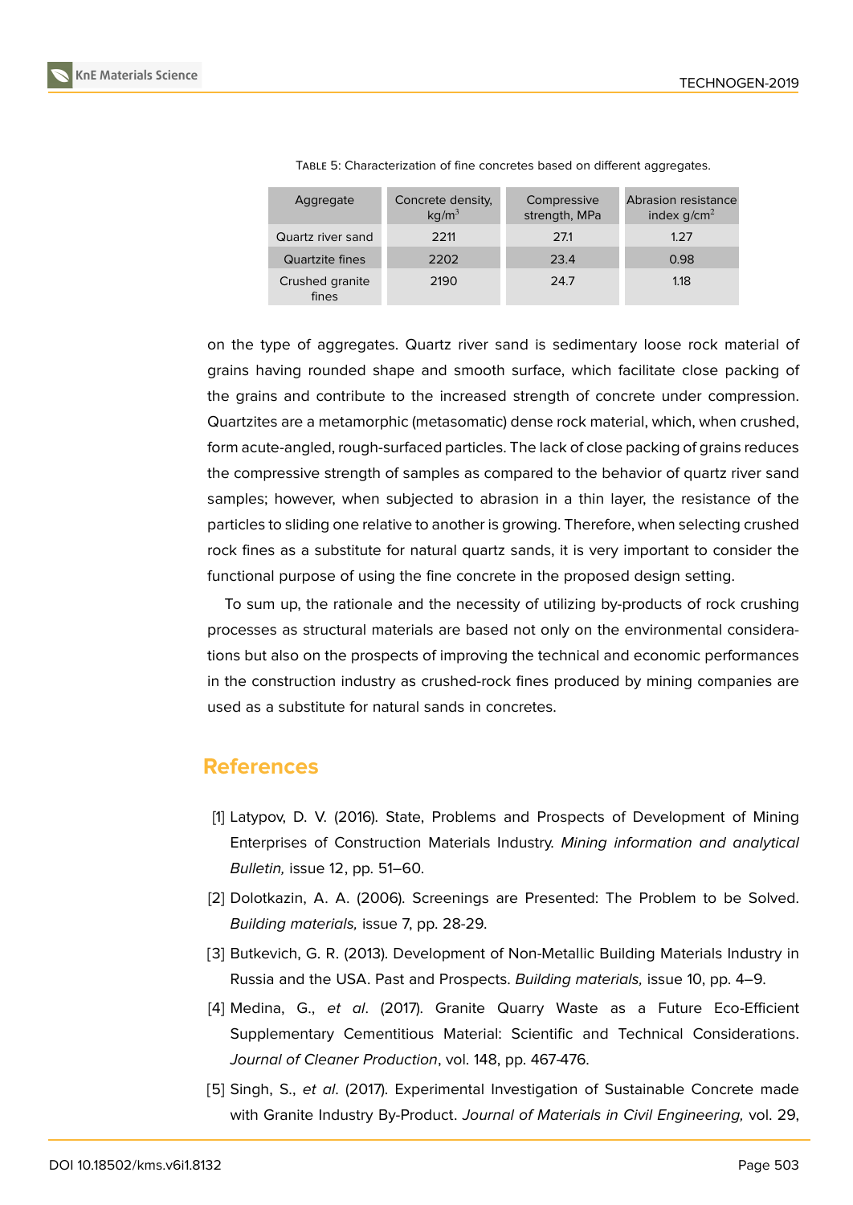Table 5: Characterization of fine concretes based on different aggregates.

| Aggregate | Concrete density, kg/m$^3$ | Compressive strength, MPa | Abrasion resistance index g/cm$^2$ |
|---|---|---|---|
| Quartz river sand | 2211 | 27.1 | 1.27 |
| Quartzite fines | 2202 | 23.4 | 0.98 |
| Crushed granite fines | 2190 | 24.7 | 1.18 |

on the type of aggregates. Quartz river sand is sedimentary loose rock material of grains having rounded shape and smooth surface, which facilitate close packing of the grains and contribute to the increased strength of concrete under compression. Quartzites are a metamorphic (metasomatic) dense rock material, which, when crushed, form acute-angled, rough-surfaced particles. The lack of close packing of grains reduces the compressive strength of samples as compared to the behavior of quartz river sand samples; however, when subjected to abrasion in a thin layer, the resistance of the particles to sliding one relative to another is growing. Therefore, when selecting crushed rock fines as a substitute for natural quartz sands, it is very important to consider the functional purpose of using the fine concrete in the proposed design setting.

To sum up, the rationale and the necessity of utilizing by-products of rock crushing processes as structural materials are based not only on the environmental considerations but also on the prospects of improving the technical and economic performances in the construction industry as crushed-rock fines produced by mining companies are used as a substitute for natural sands in concretes.

## References

[1] Latypov, D. V. (2016). State, Problems and Prospects of Development of Mining Enterprises of Construction Materials Industry. *Mining information and analytical Bulletin,* issue 12, pp. 51–60.

[2] Dolotkazin, A. A. (2006). Screenings are Presented: The Problem to be Solved. *Building materials,* issue 7, pp. 28-29.

[3] Butkevich, G. R. (2013). Development of Non-Metallic Building Materials Industry in Russia and the USA. Past and Prospects. *Building materials,* issue 10, pp. 4–9.

[4] Medina, G., *et al*. (2017). Granite Quarry Waste as a Future Eco-Efficient Supplementary Cementitious Material: Scientific and Technical Considerations. *Journal of Cleaner Production*, vol. 148, pp. 467-476.

[5] Singh, S., *et al*. (2017). Experimental Investigation of Sustainable Concrete made with Granite Industry By-Product. *Journal of Materials in Civil Engineering,* vol. 29,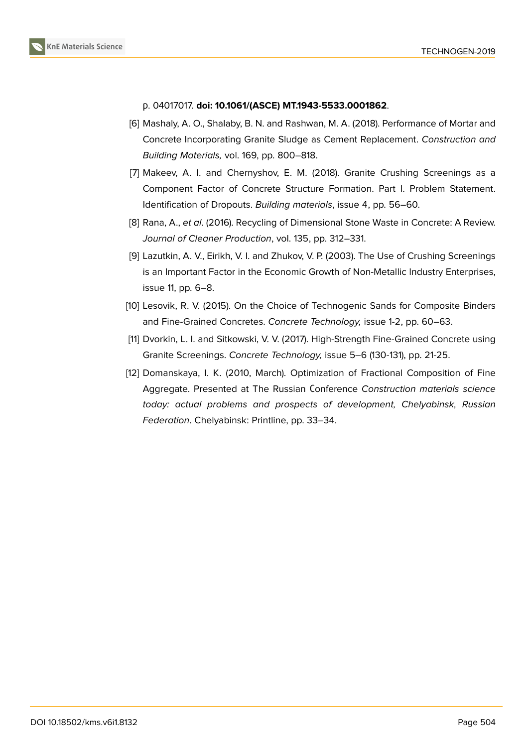p. 04017017. **doi: 10.1061/(ASCE) MT.1943-5533.0001862**.

[6] Mashaly, A. O., Shalaby, B. N. and Rashwan, M. A. (2018). Performance of Mortar and Concrete Incorporating Granite Sludge as Cement Replacement. *Construction and Building Materials,* vol. 169, pp. 800–818.

[7] Makeev, A. I. and Chernyshov, E. M. (2018). Granite Crushing Screenings as a Component Factor of Concrete Structure Formation. Part I. Problem Statement. Identification of Dropouts. *Building materials*, issue 4, pp. 56–60.

[8] Rana, A., *et al*. (2016). Recycling of Dimensional Stone Waste in Concrete: A Review. *Journal of Cleaner Production*, vol. 135, pp. 312–331.

[9] Lazutkin, A. V., Eirikh, V. I. and Zhukov, V. P. (2003). The Use of Crushing Screenings is an Important Factor in the Economic Growth of Non-Metallic Industry Enterprises, issue 11, pp. 6–8.

[10] Lesovik, R. V. (2015). On the Choice of Technogenic Sands for Composite Binders and Fine-Grained Concretes. *Concrete Technology,* issue 1-2, pp. 60–63.

[11] Dvorkin, L. I. and Sitkowski, V. V. (2017). High-Strength Fine-Grained Concrete using Granite Screenings. *Concrete Technology,* issue 5–6 (130-131), pp. 21-25.

[12] Domanskaya, I. K. (2010, March). Optimization of Fractional Composition of Fine Aggregate. Presented at The Russian Conference *Construction materials science today: actual problems and prospects of development, Chelyabinsk, Russian Federation*. Chelyabinsk: Printline, pp. 33–34.